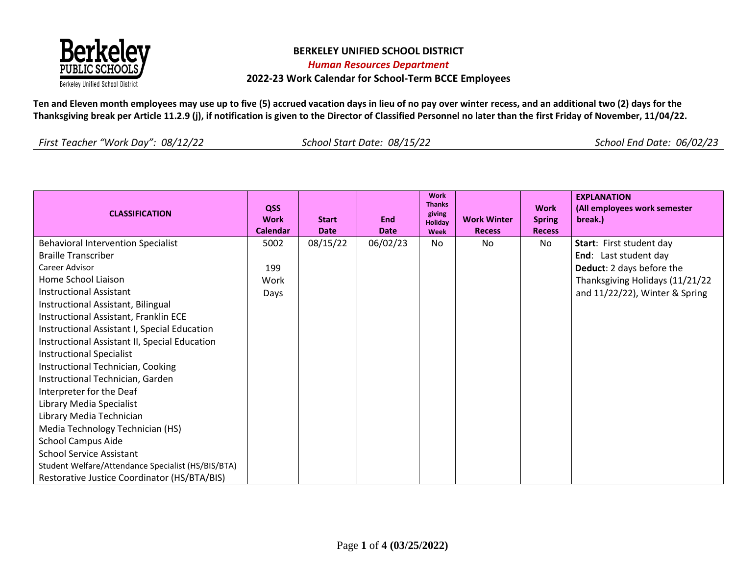# BERKELEY UNIFIED SCHOOL DISTRICT

***Human Resources Department***

**2022-23 Work Calendar for School-Term BCCE Employees**

**Ten and Eleven month employees may use up to five (5) accrued vacation days in lieu of no pay over winter recess, and an additional two (2) days for the Thanksgiving break per Article 11.2.9 (j), if notification is given to the Director of Classified Personnel no later than the first Friday of November, 11/04/22.**

*First Teacher "Work Day": 08/12/22* *School Start Date: 08/15/22* *School End Date: 06/02/23*

| CLASSIFICATION | QSS Work Calendar | Start Date | End Date | Work Thanks giving Holiday Week | Work Winter Recess | Work Spring Recess | EXPLANATION (All employees work semester break.) |
|---|---|---|---|---|---|---|---|
| Behavioral Intervention Specialist<br>Braille Transcriber<br>Career Advisor<br>Home School Liaison<br>Instructional Assistant<br>Instructional Assistant, Bilingual<br>Instructional Assistant, Franklin ECE<br>Instructional Assistant I, Special Education<br>Instructional Assistant II, Special Education<br>Instructional Specialist<br>Instructional Technician, Cooking<br>Instructional Technician, Garden<br>Interpreter for the Deaf<br>Library Media Specialist<br>Library Media Technician<br>Media Technology Technician (HS)<br>School Campus Aide<br>School Service Assistant<br>Student Welfare/Attendance Specialist (HS/BIS/BTA)<br>Restorative Justice Coordinator (HS/BTA/BIS) | 5002<br><br>199 Work Days | 08/15/22 | 06/02/23 | No | No | No | **Start**: First student day<br>**End**: Last student day<br>**Deduct**: 2 days before the Thanksgiving Holidays (11/21/22 and 11/22/22), Winter & Spring |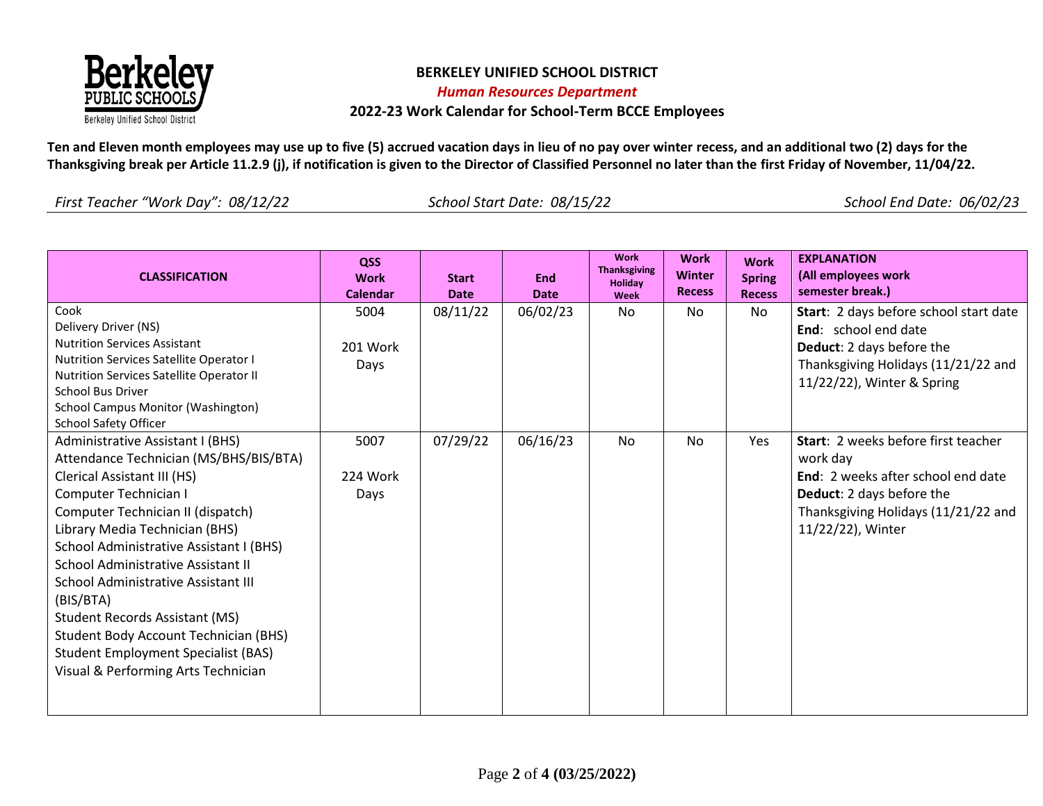**BERKELEY UNIFIED SCHOOL DISTRICT**

***Human Resources Department***

**2022-23 Work Calendar for School-Term BCCE Employees**

**Ten and Eleven month employees may use up to five (5) accrued vacation days in lieu of no pay over winter recess, and an additional two (2) days for the Thanksgiving break per Article 11.2.9 (j), if notification is given to the Director of Classified Personnel no later than the first Friday of November, 11/04/22.**

*First Teacher "Work Day": 08/12/22* | *School Start Date: 08/15/22* | *School End Date: 06/02/23*

| CLASSIFICATION | QSS Work Calendar | Start Date | End Date | Work Thanksgiving Holiday Week | Work Winter Recess | Work Spring Recess | EXPLANATION (All employees work semester break.) |
|---|---|---|---|---|---|---|---|
| Cook<br>Delivery Driver (NS)<br>Nutrition Services Assistant<br>Nutrition Services Satellite Operator I<br>Nutrition Services Satellite Operator II<br>School Bus Driver<br>School Campus Monitor (Washington)<br>School Safety Officer | 5004<br><br>201 Work Days | 08/11/22 | 06/02/23 | No | No | No | **Start**: 2 days before school start date<br>**End**: school end date<br>**Deduct**: 2 days before the Thanksgiving Holidays (11/21/22 and 11/22/22), Winter & Spring |
| Administrative Assistant I (BHS)<br>Attendance Technician (MS/BHS/BIS/BTA)<br>Clerical Assistant III (HS)<br>Computer Technician I<br>Computer Technician II (dispatch)<br>Library Media Technician (BHS)<br>School Administrative Assistant I (BHS)<br>School Administrative Assistant II<br>School Administrative Assistant III (BIS/BTA)<br>Student Records Assistant (MS)<br>Student Body Account Technician (BHS)<br>Student Employment Specialist (BAS)<br>Visual & Performing Arts Technician | 5007<br><br>224 Work Days | 07/29/22 | 06/16/23 | No | No | Yes | **Start**: 2 weeks before first teacher work day<br>**End**: 2 weeks after school end date<br>**Deduct**: 2 days before the Thanksgiving Holidays (11/21/22 and 11/22/22), Winter |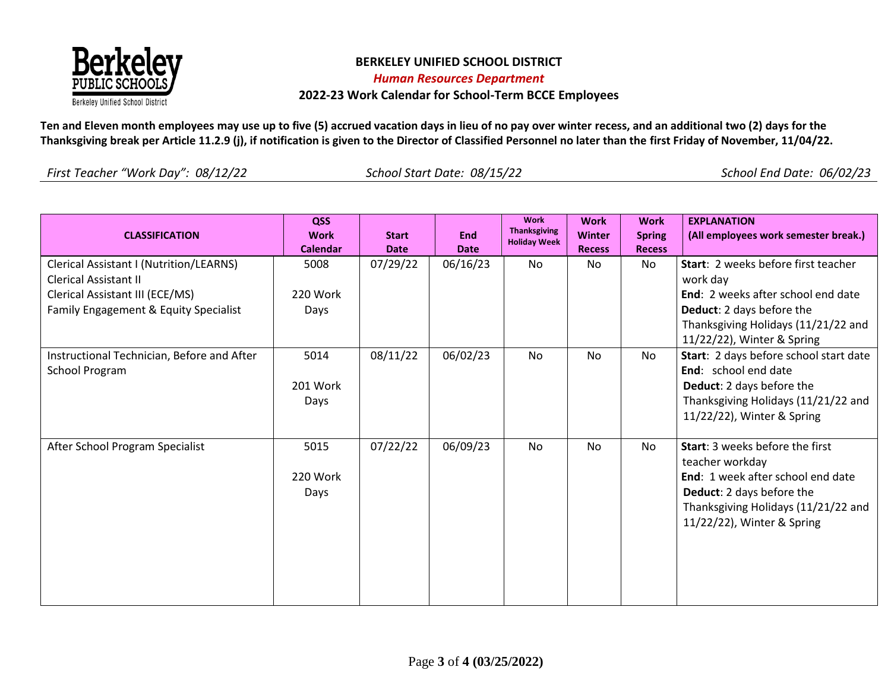Berkeley PUBLIC SCHOOLS
Berkeley Unified School District

**BERKELEY UNIFIED SCHOOL DISTRICT**

***Human Resources Department***

**2022-23 Work Calendar for School-Term BCCE Employees**

**Ten and Eleven month employees may use up to five (5) accrued vacation days in lieu of no pay over winter recess, and an additional two (2) days for the Thanksgiving break per Article 11.2.9 (j), if notification is given to the Director of Classified Personnel no later than the first Friday of November, 11/04/22.**

*First Teacher "Work Day": 08/12/22* | *School Start Date: 08/15/22* | *School End Date: 06/02/23*

| CLASSIFICATION | QSS Work Calendar | Start Date | End Date | Work Thanksgiving Holiday Week | Work Winter Recess | Work Spring Recess | EXPLANATION (All employees work semester break.) |
|---|---|---|---|---|---|---|---|
| Clerical Assistant I (Nutrition/LEARNS)<br>Clerical Assistant II<br>Clerical Assistant III (ECE/MS)<br>Family Engagement & Equity Specialist | 5008<br><br>220 Work Days | 07/29/22 | 06/16/23 | No | No | No | **Start**: 2 weeks before first teacher work day<br>**End**: 2 weeks after school end date<br>**Deduct**: 2 days before the Thanksgiving Holidays (11/21/22 and 11/22/22), Winter & Spring |
| Instructional Technician, Before and After School Program | 5014<br><br>201 Work Days | 08/11/22 | 06/02/23 | No | No | No | **Start**: 2 days before school start date<br>**End**: school end date<br>**Deduct**: 2 days before the Thanksgiving Holidays (11/21/22 and 11/22/22), Winter & Spring |
| After School Program Specialist | 5015<br><br>220 Work Days | 07/22/22 | 06/09/23 | No | No | No | **Start**: 3 weeks before the first teacher workday<br>**End**: 1 week after school end date<br>**Deduct**: 2 days before the Thanksgiving Holidays (11/21/22 and 11/22/22), Winter & Spring |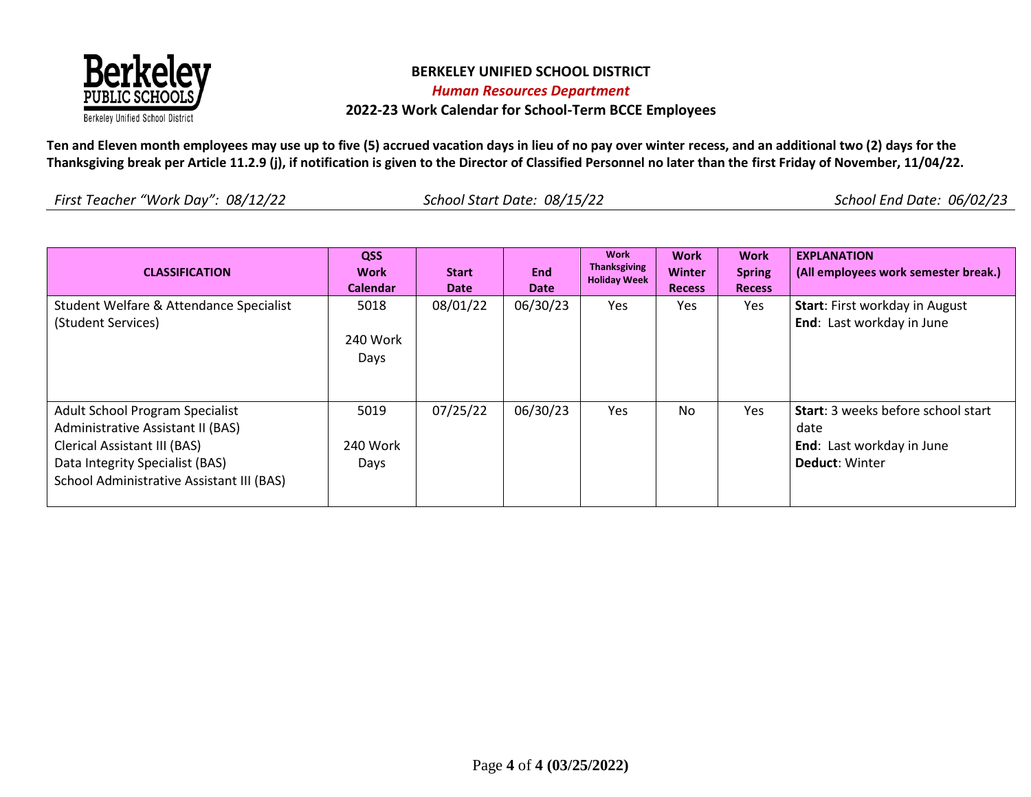**BERKELEY UNIFIED SCHOOL DISTRICT**

***Human Resources Department***

**2022-23 Work Calendar for School-Term BCCE Employees**

**Ten and Eleven month employees may use up to five (5) accrued vacation days in lieu of no pay over winter recess, and an additional two (2) days for the Thanksgiving break per Article 11.2.9 (j), if notification is given to the Director of Classified Personnel no later than the first Friday of November, 11/04/22.**

*First Teacher "Work Day": 08/12/22* *School Start Date: 08/15/22* *School End Date: 06/02/23*

| CLASSIFICATION | QSS Work Calendar | Start Date | End Date | Work Thanksgiving Holiday Week | Work Winter Recess | Work Spring Recess | EXPLANATION (All employees work semester break.) |
|---|---|---|---|---|---|---|---|
| Student Welfare & Attendance Specialist (Student Services) | 5018<br>240 Work Days | 08/01/22 | 06/30/23 | Yes | Yes | Yes | **Start**: First workday in August<br>**End**: Last workday in June |
| Adult School Program Specialist<br>Administrative Assistant II (BAS)<br>Clerical Assistant III (BAS)<br>Data Integrity Specialist (BAS)<br>School Administrative Assistant III (BAS) | 5019<br>240 Work Days | 07/25/22 | 06/30/23 | Yes | No | Yes | **Start**: 3 weeks before school start date<br>**End**: Last workday in June<br>**Deduct**: Winter |